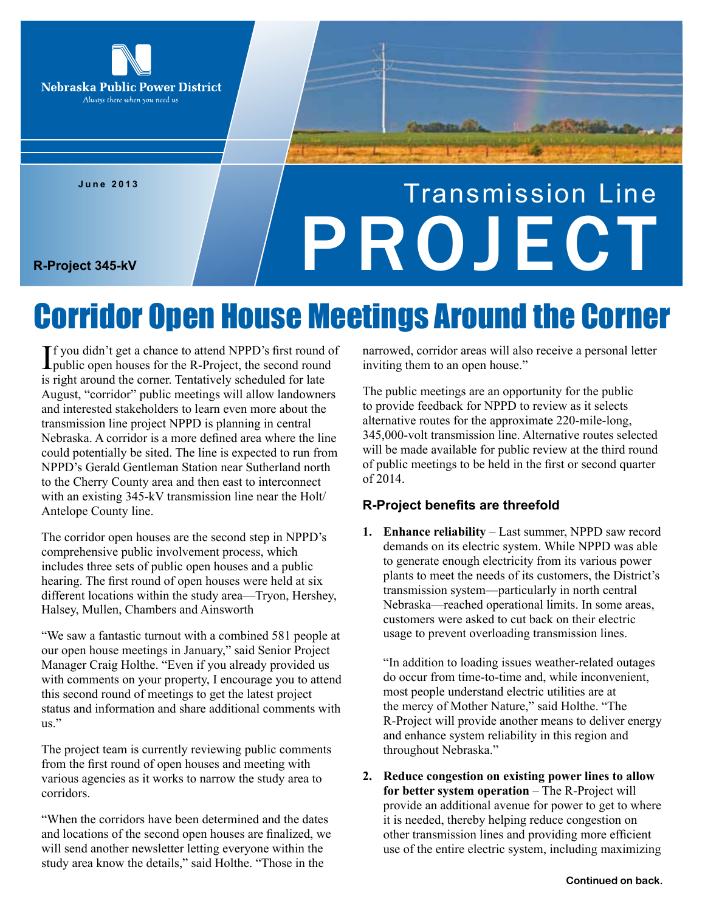Nebraska Public Power District

*Always there when you need us*

June 2013

R-Project 345-kV

# Transmission Line PROJECT

## Corridor Open House Meetings Around the Corner

If you didn't get a chance to attend NPPD's first round of public open houses for the R-Project, the second round is right around the corner. Tentatively scheduled for late August, "corridor" public meetings will allow landowners and interested stakeholders to learn even more about the transmission line project NPPD is planning in central Nebraska. A corridor is a more defined area where the line could potentially be sited. The line is expected to run from NPPD's Gerald Gentleman Station near Sutherland north to the Cherry County area and then east to interconnect with an existing 345-kV transmission line near the Holt/Antelope County line.

The corridor open houses are the second step in NPPD's comprehensive public involvement process, which includes three sets of public open houses and a public hearing. The first round of open houses were held at six different locations within the study area—Tryon, Hershey, Halsey, Mullen, Chambers and Ainsworth

"We saw a fantastic turnout with a combined 581 people at our open house meetings in January," said Senior Project Manager Craig Holthe. "Even if you already provided us with comments on your property, I encourage you to attend this second round of meetings to get the latest project status and information and share additional comments with us."

The project team is currently reviewing public comments from the first round of open houses and meeting with various agencies as it works to narrow the study area to corridors.

"When the corridors have been determined and the dates and locations of the second open houses are finalized, we will send another newsletter letting everyone within the study area know the details," said Holthe. "Those in the narrowed, corridor areas will also receive a personal letter inviting them to an open house."

The public meetings are an opportunity for the public to provide feedback for NPPD to review as it selects alternative routes for the approximate 220-mile-long, 345,000-volt transmission line. Alternative routes selected will be made available for public review at the third round of public meetings to be held in the first or second quarter of 2014.

### R-Project benefits are threefold

1. **Enhance reliability** – Last summer, NPPD saw record demands on its electric system. While NPPD was able to generate enough electricity from its various power plants to meet the needs of its customers, the District's transmission system—particularly in north central Nebraska—reached operational limits. In some areas, customers were asked to cut back on their electric usage to prevent overloading transmission lines.

   "In addition to loading issues weather-related outages do occur from time-to-time and, while inconvenient, most people understand electric utilities are at the mercy of Mother Nature," said Holthe. "The R-Project will provide another means to deliver energy and enhance system reliability in this region and throughout Nebraska."

2. **Reduce congestion on existing power lines to allow for better system operation** – The R-Project will provide an additional avenue for power to get to where it is needed, thereby helping reduce congestion on other transmission lines and providing more efficient use of the entire electric system, including maximizing

Continued on back.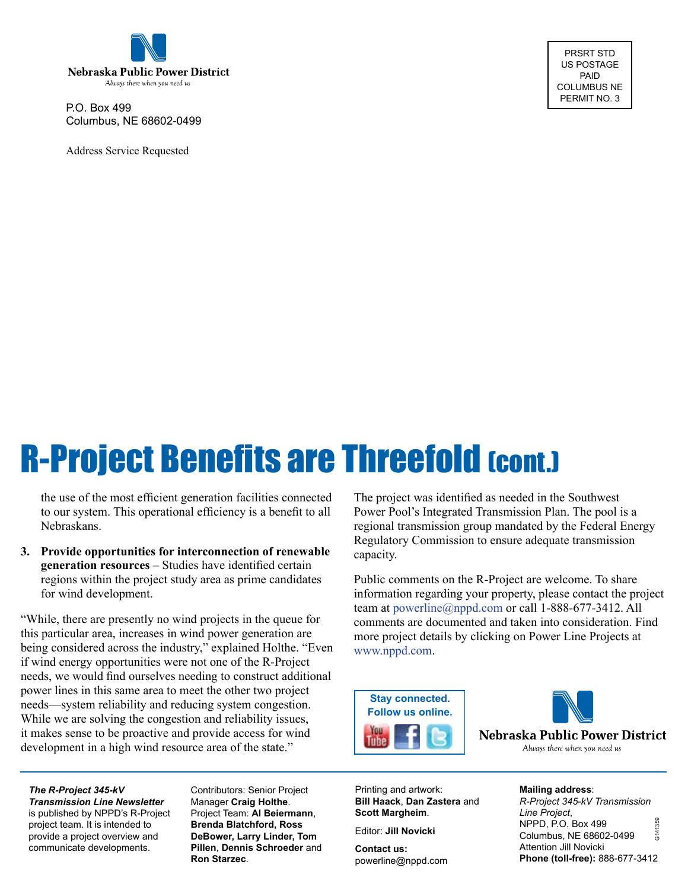Nebraska Public Power District
*Always there when you need us*

P.O. Box 499
Columbus, NE 68602-0499

Address Service Requested

PRSRT STD
US POSTAGE
PAID
COLUMBUS NE
PERMIT NO. 3

# R-Project Benefits are Threefold (cont.)

the use of the most efficient generation facilities connected to our system. This operational efficiency is a benefit to all Nebraskans.

3. **Provide opportunities for interconnection of renewable generation resources** – Studies have identified certain regions within the project study area as prime candidates for wind development.

"While, there are presently no wind projects in the queue for this particular area, increases in wind power generation are being considered across the industry," explained Holthe. "Even if wind energy opportunities were not one of the R-Project needs, we would find ourselves needing to construct additional power lines in this same area to meet the other two project needs—system reliability and reducing system congestion. While we are solving the congestion and reliability issues, it makes sense to be proactive and provide access for wind development in a high wind resource area of the state."

The project was identified as needed in the Southwest Power Pool's Integrated Transmission Plan. The pool is a regional transmission group mandated by the Federal Energy Regulatory Commission to ensure adequate transmission capacity.

Public comments on the R-Project are welcome. To share information regarding your property, please contact the project team at powerline@nppd.com or call 1-888-677-3412. All comments are documented and taken into consideration. Find more project details by clicking on Power Line Projects at www.nppd.com.

**Stay connected. Follow us online.**

Nebraska Public Power District
*Always there when you need us*

***The R-Project 345-kV Transmission Line Newsletter*** is published by NPPD's R-Project project team. It is intended to provide a project overview and communicate developments.

Contributors: Senior Project Manager **Craig Holthe**. Project Team: **Al Beiermann**, **Brenda Blatchford, Ross DeBower, Larry Linder, Tom Pillen**, **Dennis Schroeder** and **Ron Starzec**.

Printing and artwork: **Bill Haack**, **Dan Zastera** and **Scott Margheim**.

Editor: **Jill Novicki**

**Contact us:**
powerline@nppd.com

**Mailing address**:
*R-Project 345-kV Transmission Line Project*,
NPPD, P.O. Box 499
Columbus, NE 68602-0499
Attention Jill Novicki
**Phone (toll-free):** 888-677-3412

G141359